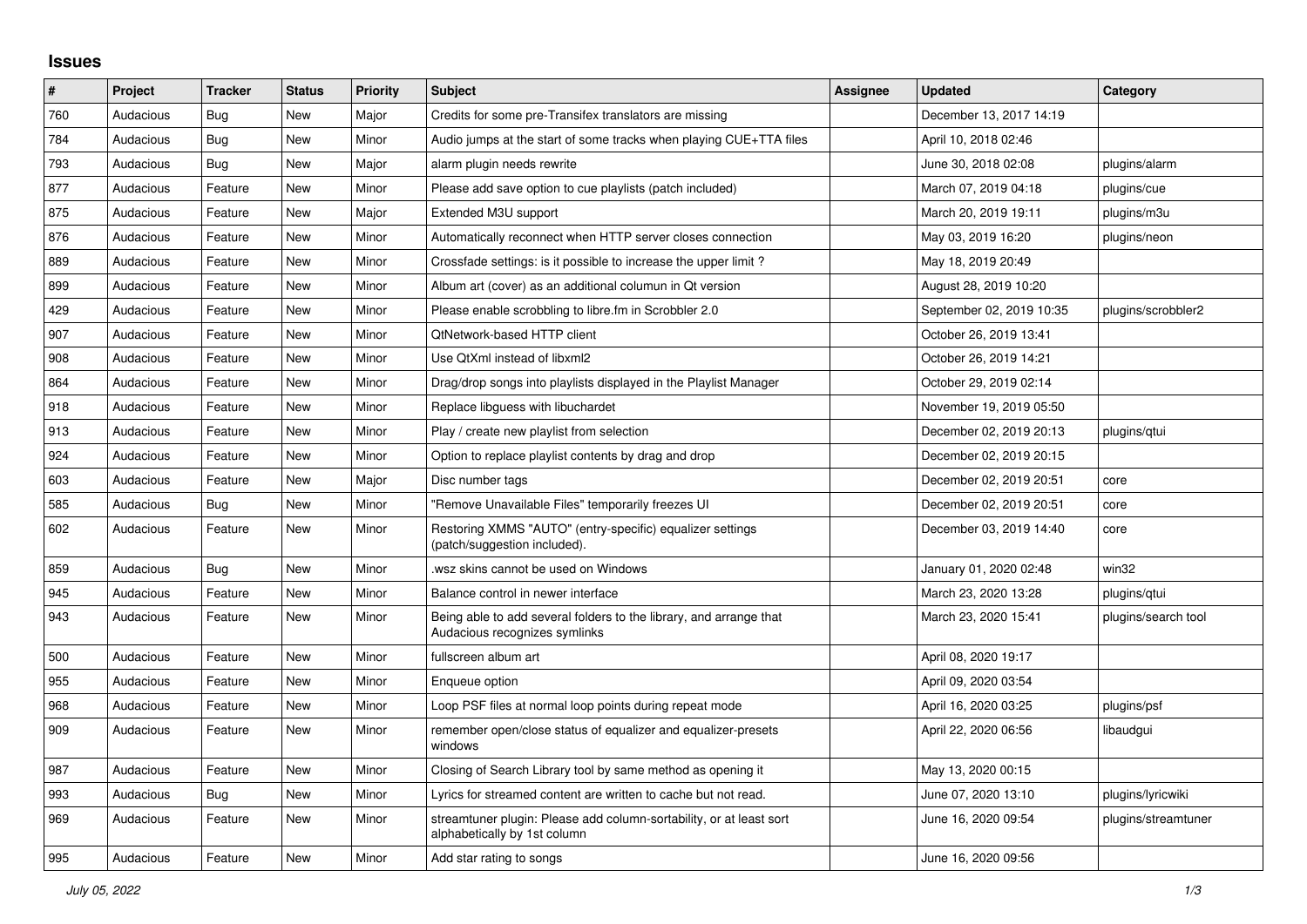## Issues

| # | Project | Tracker | Status | Priority | Subject | Assignee | Updated | Category |
|---|---|---|---|---|---|---|---|---|
| 760 | Audacious | Bug | New | Major | Credits for some pre-Transifex translators are missing | | December 13, 2017 14:19 | |
| 784 | Audacious | Bug | New | Minor | Audio jumps at the start of some tracks when playing CUE+TTA files | | April 10, 2018 02:46 | |
| 793 | Audacious | Bug | New | Major | alarm plugin needs rewrite | | June 30, 2018 02:08 | plugins/alarm |
| 877 | Audacious | Feature | New | Minor | Please add save option to cue playlists (patch included) | | March 07, 2019 04:18 | plugins/cue |
| 875 | Audacious | Feature | New | Major | Extended M3U support | | March 20, 2019 19:11 | plugins/m3u |
| 876 | Audacious | Feature | New | Minor | Automatically reconnect when HTTP server closes connection | | May 03, 2019 16:20 | plugins/neon |
| 889 | Audacious | Feature | New | Minor | Crossfade settings: is it possible to increase the upper limit ? | | May 18, 2019 20:49 | |
| 899 | Audacious | Feature | New | Minor | Album art (cover) as an additional columun in Qt version | | August 28, 2019 10:20 | |
| 429 | Audacious | Feature | New | Minor | Please enable scrobbling to libre.fm in Scrobbler 2.0 | | September 02, 2019 10:35 | plugins/scrobbler2 |
| 907 | Audacious | Feature | New | Minor | QtNetwork-based HTTP client | | October 26, 2019 13:41 | |
| 908 | Audacious | Feature | New | Minor | Use QtXml instead of libxml2 | | October 26, 2019 14:21 | |
| 864 | Audacious | Feature | New | Minor | Drag/drop songs into playlists displayed in the Playlist Manager | | October 29, 2019 02:14 | |
| 918 | Audacious | Feature | New | Minor | Replace libguess with libuchardet | | November 19, 2019 05:50 | |
| 913 | Audacious | Feature | New | Minor | Play / create new playlist from selection | | December 02, 2019 20:13 | plugins/qtui |
| 924 | Audacious | Feature | New | Minor | Option to replace playlist contents by drag and drop | | December 02, 2019 20:15 | |
| 603 | Audacious | Feature | New | Major | Disc number tags | | December 02, 2019 20:51 | core |
| 585 | Audacious | Bug | New | Minor | "Remove Unavailable Files" temporarily freezes UI | | December 02, 2019 20:51 | core |
| 602 | Audacious | Feature | New | Minor | Restoring XMMS "AUTO" (entry-specific) equalizer settings (patch/suggestion included). | | December 03, 2019 14:40 | core |
| 859 | Audacious | Bug | New | Minor | .wsz skins cannot be used on Windows | | January 01, 2020 02:48 | win32 |
| 945 | Audacious | Feature | New | Minor | Balance control in newer interface | | March 23, 2020 13:28 | plugins/qtui |
| 943 | Audacious | Feature | New | Minor | Being able to add several folders to the library, and arrange that Audacious recognizes symlinks | | March 23, 2020 15:41 | plugins/search tool |
| 500 | Audacious | Feature | New | Minor | fullscreen album art | | April 08, 2020 19:17 | |
| 955 | Audacious | Feature | New | Minor | Enqueue option | | April 09, 2020 03:54 | |
| 968 | Audacious | Feature | New | Minor | Loop PSF files at normal loop points during repeat mode | | April 16, 2020 03:25 | plugins/psf |
| 909 | Audacious | Feature | New | Minor | remember open/close status of equalizer and equalizer-presets windows | | April 22, 2020 06:56 | libaudgui |
| 987 | Audacious | Feature | New | Minor | Closing of Search Library tool by same method as opening it | | May 13, 2020 00:15 | |
| 993 | Audacious | Bug | New | Minor | Lyrics for streamed content are written to cache but not read. | | June 07, 2020 13:10 | plugins/lyricwiki |
| 969 | Audacious | Feature | New | Minor | streamtuner plugin: Please add column-sortability, or at least sort alphabetically by 1st column | | June 16, 2020 09:54 | plugins/streamtuner |
| 995 | Audacious | Feature | New | Minor | Add star rating to songs | | June 16, 2020 09:56 | |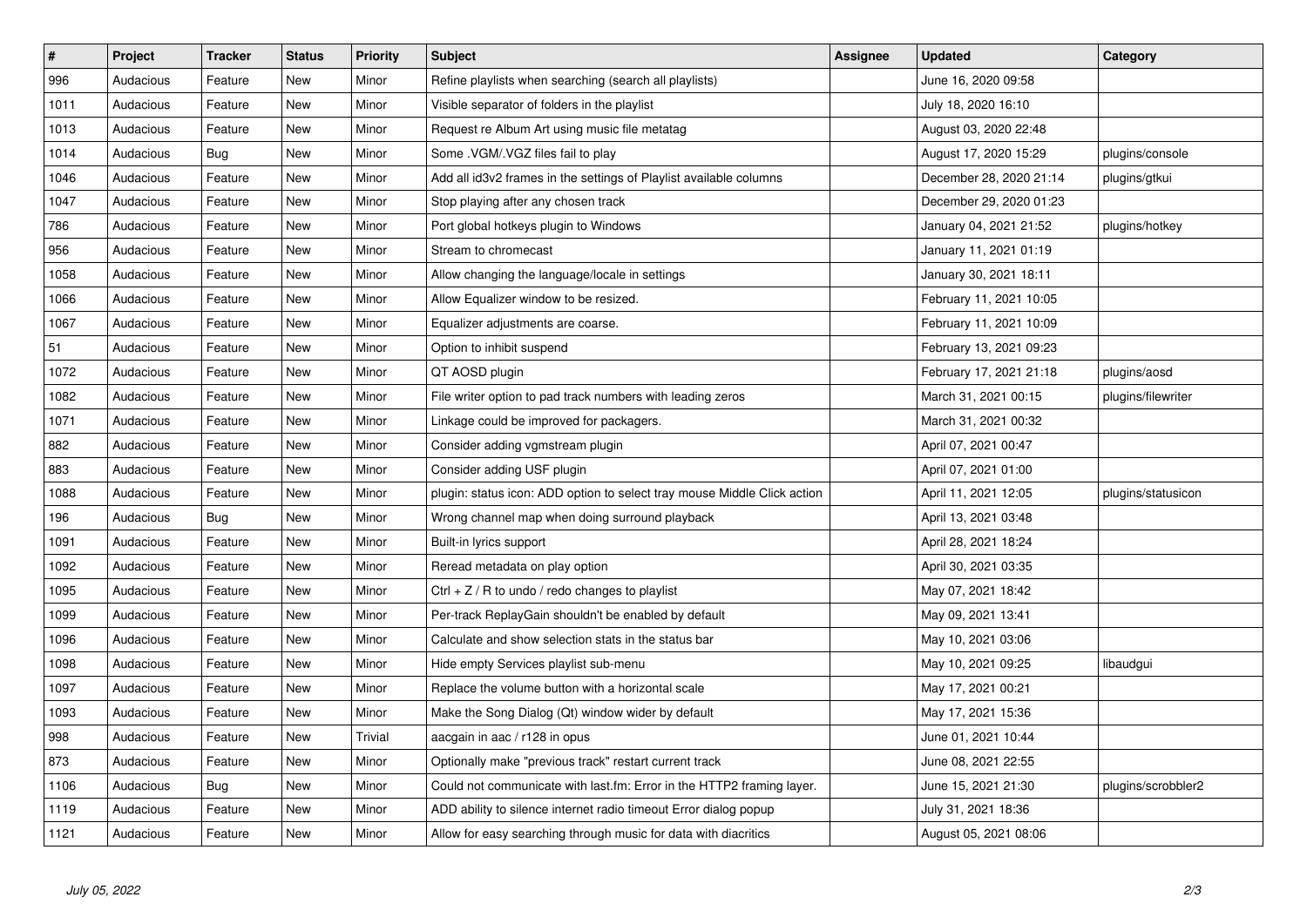| # | Project | Tracker | Status | Priority | Subject | Assignee | Updated | Category |
|---|---|---|---|---|---|---|---|---|
| 996 | Audacious | Feature | New | Minor | Refine playlists when searching (search all playlists) | | June 16, 2020 09:58 | |
| 1011 | Audacious | Feature | New | Minor | Visible separator of folders in the playlist | | July 18, 2020 16:10 | |
| 1013 | Audacious | Feature | New | Minor | Request re Album Art using music file metatag | | August 03, 2020 22:48 | |
| 1014 | Audacious | Bug | New | Minor | Some .VGM/.VGZ files fail to play | | August 17, 2020 15:29 | plugins/console |
| 1046 | Audacious | Feature | New | Minor | Add all id3v2 frames in the settings of Playlist available columns | | December 28, 2020 21:14 | plugins/gtkui |
| 1047 | Audacious | Feature | New | Minor | Stop playing after any chosen track | | December 29, 2020 01:23 | |
| 786 | Audacious | Feature | New | Minor | Port global hotkeys plugin to Windows | | January 04, 2021 21:52 | plugins/hotkey |
| 956 | Audacious | Feature | New | Minor | Stream to chromecast | | January 11, 2021 01:19 | |
| 1058 | Audacious | Feature | New | Minor | Allow changing the language/locale in settings | | January 30, 2021 18:11 | |
| 1066 | Audacious | Feature | New | Minor | Allow Equalizer window to be resized. | | February 11, 2021 10:05 | |
| 1067 | Audacious | Feature | New | Minor | Equalizer adjustments are coarse. | | February 11, 2021 10:09 | |
| 51 | Audacious | Feature | New | Minor | Option to inhibit suspend | | February 13, 2021 09:23 | |
| 1072 | Audacious | Feature | New | Minor | QT AOSD plugin | | February 17, 2021 21:18 | plugins/aosd |
| 1082 | Audacious | Feature | New | Minor | File writer option to pad track numbers with leading zeros | | March 31, 2021 00:15 | plugins/filewriter |
| 1071 | Audacious | Feature | New | Minor | Linkage could be improved for packagers. | | March 31, 2021 00:32 | |
| 882 | Audacious | Feature | New | Minor | Consider adding vgmstream plugin | | April 07, 2021 00:47 | |
| 883 | Audacious | Feature | New | Minor | Consider adding USF plugin | | April 07, 2021 01:00 | |
| 1088 | Audacious | Feature | New | Minor | plugin: status icon: ADD option to select tray mouse Middle Click action | | April 11, 2021 12:05 | plugins/statusicon |
| 196 | Audacious | Bug | New | Minor | Wrong channel map when doing surround playback | | April 13, 2021 03:48 | |
| 1091 | Audacious | Feature | New | Minor | Built-in lyrics support | | April 28, 2021 18:24 | |
| 1092 | Audacious | Feature | New | Minor | Reread metadata on play option | | April 30, 2021 03:35 | |
| 1095 | Audacious | Feature | New | Minor | Ctrl + Z / R to undo / redo changes to playlist | | May 07, 2021 18:42 | |
| 1099 | Audacious | Feature | New | Minor | Per-track ReplayGain shouldn't be enabled by default | | May 09, 2021 13:41 | |
| 1096 | Audacious | Feature | New | Minor | Calculate and show selection stats in the status bar | | May 10, 2021 03:06 | |
| 1098 | Audacious | Feature | New | Minor | Hide empty Services playlist sub-menu | | May 10, 2021 09:25 | libaudgui |
| 1097 | Audacious | Feature | New | Minor | Replace the volume button with a horizontal scale | | May 17, 2021 00:21 | |
| 1093 | Audacious | Feature | New | Minor | Make the Song Dialog (Qt) window wider by default | | May 17, 2021 15:36 | |
| 998 | Audacious | Feature | New | Trivial | aacgain in aac / r128 in opus | | June 01, 2021 10:44 | |
| 873 | Audacious | Feature | New | Minor | Optionally make "previous track" restart current track | | June 08, 2021 22:55 | |
| 1106 | Audacious | Bug | New | Minor | Could not communicate with last.fm: Error in the HTTP2 framing layer. | | June 15, 2021 21:30 | plugins/scrobbler2 |
| 1119 | Audacious | Feature | New | Minor | ADD ability to silence internet radio timeout Error dialog popup | | July 31, 2021 18:36 | |
| 1121 | Audacious | Feature | New | Minor | Allow for easy searching through music for data with diacritics | | August 05, 2021 08:06 | |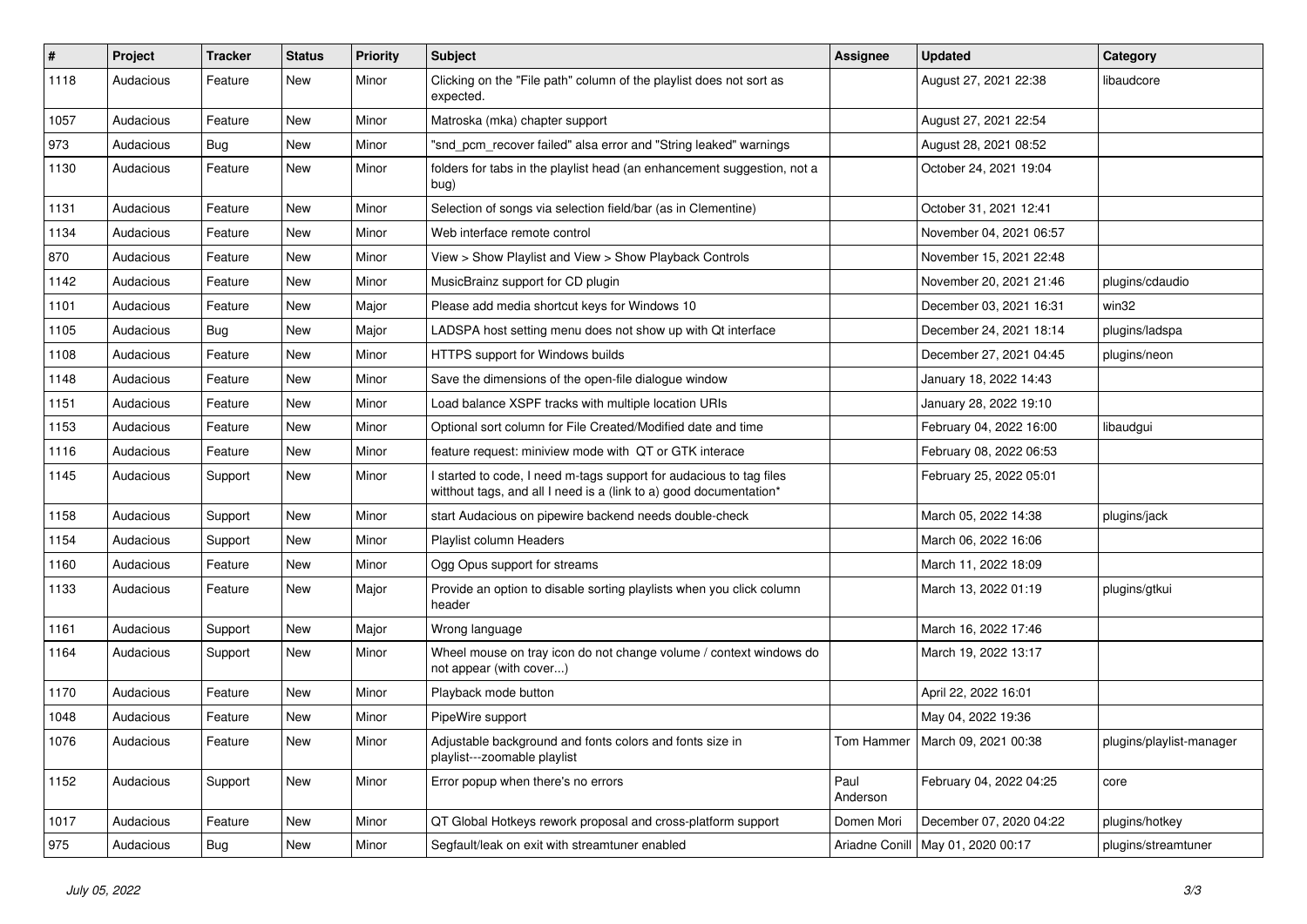| # | Project | Tracker | Status | Priority | Subject | Assignee | Updated | Category |
|---|---|---|---|---|---|---|---|---|
| 1118 | Audacious | Feature | New | Minor | Clicking on the "File path" column of the playlist does not sort as expected. | | August 27, 2021 22:38 | libaudcore |
| 1057 | Audacious | Feature | New | Minor | Matroska (mka) chapter support | | August 27, 2021 22:54 | |
| 973 | Audacious | Bug | New | Minor | "snd_pcm_recover failed" alsa error and "String leaked" warnings | | August 28, 2021 08:52 | |
| 1130 | Audacious | Feature | New | Minor | folders for tabs in the playlist head (an enhancement suggestion, not a bug) | | October 24, 2021 19:04 | |
| 1131 | Audacious | Feature | New | Minor | Selection of songs via selection field/bar (as in Clementine) | | October 31, 2021 12:41 | |
| 1134 | Audacious | Feature | New | Minor | Web interface remote control | | November 04, 2021 06:57 | |
| 870 | Audacious | Feature | New | Minor | View > Show Playlist and View > Show Playback Controls | | November 15, 2021 22:48 | |
| 1142 | Audacious | Feature | New | Minor | MusicBrainz support for CD plugin | | November 20, 2021 21:46 | plugins/cdaudio |
| 1101 | Audacious | Feature | New | Major | Please add media shortcut keys for Windows 10 | | December 03, 2021 16:31 | win32 |
| 1105 | Audacious | Bug | New | Major | LADSPA host setting menu does not show up with Qt interface | | December 24, 2021 18:14 | plugins/ladspa |
| 1108 | Audacious | Feature | New | Minor | HTTPS support for Windows builds | | December 27, 2021 04:45 | plugins/neon |
| 1148 | Audacious | Feature | New | Minor | Save the dimensions of the open-file dialogue window | | January 18, 2022 14:43 | |
| 1151 | Audacious | Feature | New | Minor | Load balance XSPF tracks with multiple location URIs | | January 28, 2022 19:10 | |
| 1153 | Audacious | Feature | New | Minor | Optional sort column for File Created/Modified date and time | | February 04, 2022 16:00 | libaudgui |
| 1116 | Audacious | Feature | New | Minor | feature request: miniview mode with QT or GTK interace | | February 08, 2022 06:53 | |
| 1145 | Audacious | Support | New | Minor | I started to code, I need m-tags support for audacious to tag files witthout tags, and all I need is a (link to a) good documentation* | | February 25, 2022 05:01 | |
| 1158 | Audacious | Support | New | Minor | start Audacious on pipewire backend needs double-check | | March 05, 2022 14:38 | plugins/jack |
| 1154 | Audacious | Support | New | Minor | Playlist column Headers | | March 06, 2022 16:06 | |
| 1160 | Audacious | Feature | New | Minor | Ogg Opus support for streams | | March 11, 2022 18:09 | |
| 1133 | Audacious | Feature | New | Major | Provide an option to disable sorting playlists when you click column header | | March 13, 2022 01:19 | plugins/gtkui |
| 1161 | Audacious | Support | New | Major | Wrong language | | March 16, 2022 17:46 | |
| 1164 | Audacious | Support | New | Minor | Wheel mouse on tray icon do not change volume / context windows do not appear (with cover...) | | March 19, 2022 13:17 | |
| 1170 | Audacious | Feature | New | Minor | Playback mode button | | April 22, 2022 16:01 | |
| 1048 | Audacious | Feature | New | Minor | PipeWire support | | May 04, 2022 19:36 | |
| 1076 | Audacious | Feature | New | Minor | Adjustable background and fonts colors and fonts size in playlist---zoomable playlist | Tom Hammer | March 09, 2021 00:38 | plugins/playlist-manager |
| 1152 | Audacious | Support | New | Minor | Error popup when there's no errors | Paul Anderson | February 04, 2022 04:25 | core |
| 1017 | Audacious | Feature | New | Minor | QT Global Hotkeys rework proposal and cross-platform support | Domen Mori | December 07, 2020 04:22 | plugins/hotkey |
| 975 | Audacious | Bug | New | Minor | Segfault/leak on exit with streamtuner enabled | Ariadne Conill | May 01, 2020 00:17 | plugins/streamtuner |

*July 05, 2022*